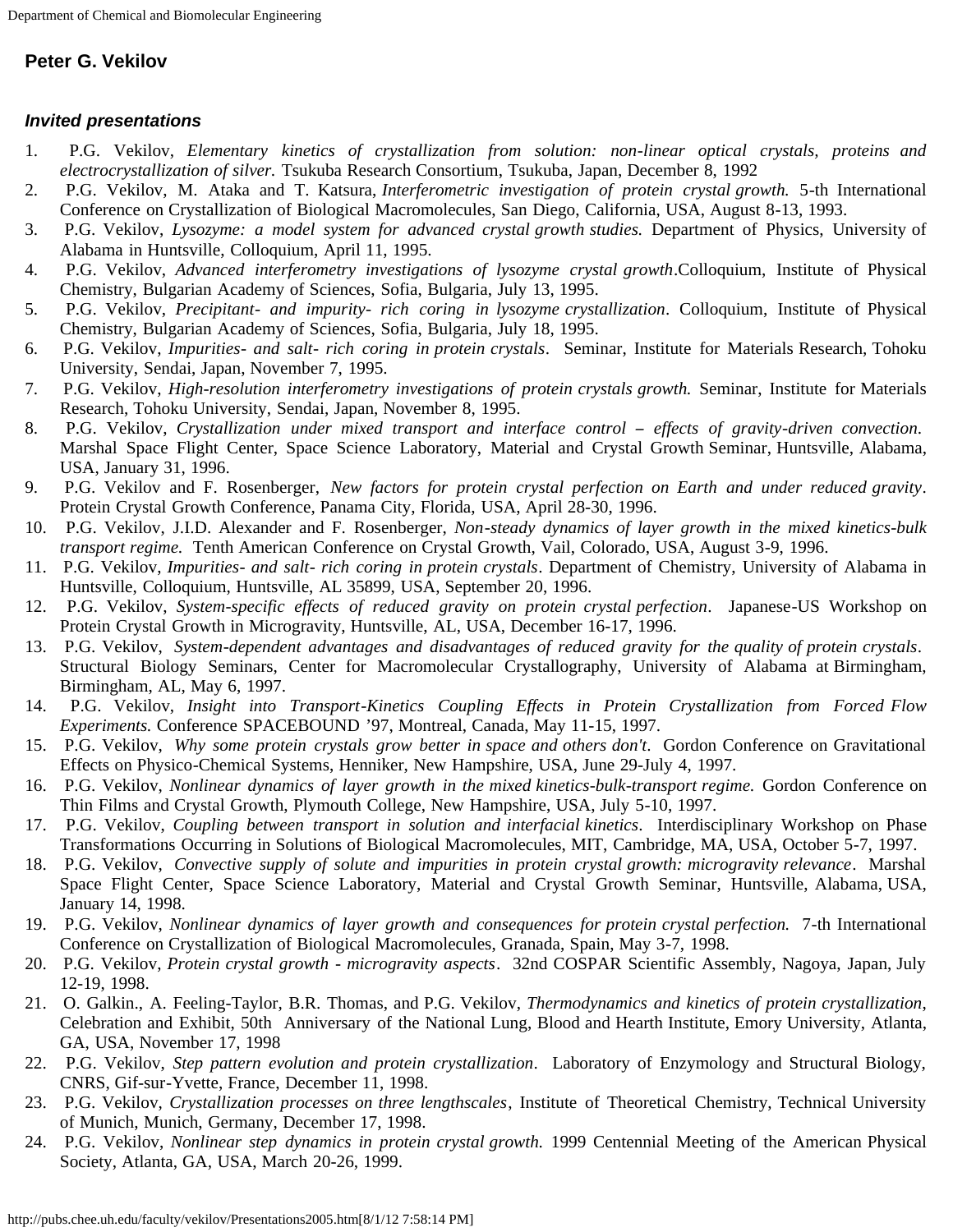## Peter G. Vekilov

### *Invited presentations*

1. P.G. Vekilov, *Elementary kinetics of crystallization from solution: non-linear optical crystals, proteins and electrocrystallization of silver.* Tsukuba Research Consortium, Tsukuba, Japan, December 8, 1992
2. P.G. Vekilov, M. Ataka and T. Katsura, *Interferometric investigation of protein crystal growth.* 5-th International Conference on Crystallization of Biological Macromolecules, San Diego, California, USA, August 8-13, 1993.
3. P.G. Vekilov, *Lysozyme: a model system for advanced crystal growth studies.* Department of Physics, University of Alabama in Huntsville, Colloquium, April 11, 1995.
4. P.G. Vekilov, *Advanced interferometry investigations of lysozyme crystal growth*.Colloquium, Institute of Physical Chemistry, Bulgarian Academy of Sciences, Sofia, Bulgaria, July 13, 1995.
5. P.G. Vekilov, *Precipitant- and impurity- rich coring in lysozyme crystallization*. Colloquium, Institute of Physical Chemistry, Bulgarian Academy of Sciences, Sofia, Bulgaria, July 18, 1995.
6. P.G. Vekilov, *Impurities- and salt- rich coring in protein crystals*. Seminar, Institute for Materials Research, Tohoku University, Sendai, Japan, November 7, 1995.
7. P.G. Vekilov, *High-resolution interferometry investigations of protein crystals growth.* Seminar, Institute for Materials Research, Tohoku University, Sendai, Japan, November 8, 1995.
8. P.G. Vekilov, *Crystallization under mixed transport and interface control – effects of gravity-driven convection.* Marshal Space Flight Center, Space Science Laboratory, Material and Crystal Growth Seminar, Huntsville, Alabama, USA, January 31, 1996.
9. P.G. Vekilov and F. Rosenberger, *New factors for protein crystal perfection on Earth and under reduced gravity*. Protein Crystal Growth Conference, Panama City, Florida, USA, April 28-30, 1996.
10. P.G. Vekilov, J.I.D. Alexander and F. Rosenberger, *Non-steady dynamics of layer growth in the mixed kinetics-bulk transport regime.* Tenth American Conference on Crystal Growth, Vail, Colorado, USA, August 3-9, 1996.
11. P.G. Vekilov, *Impurities- and salt- rich coring in protein crystals*. Department of Chemistry, University of Alabama in Huntsville, Colloquium, Huntsville, AL 35899, USA, September 20, 1996.
12. P.G. Vekilov, *System-specific effects of reduced gravity on protein crystal perfection*. Japanese-US Workshop on Protein Crystal Growth in Microgravity, Huntsville, AL, USA, December 16-17, 1996.
13. P.G. Vekilov, *System-dependent advantages and disadvantages of reduced gravity for the quality of protein crystals*. Structural Biology Seminars, Center for Macromolecular Crystallography, University of Alabama at Birmingham, Birmingham, AL, May 6, 1997.
14. P.G. Vekilov, *Insight into Transport-Kinetics Coupling Effects in Protein Crystallization from Forced Flow Experiments.* Conference SPACEBOUND '97, Montreal, Canada, May 11-15, 1997.
15. P.G. Vekilov, *Why some protein crystals grow better in space and others don't*. Gordon Conference on Gravitational Effects on Physico-Chemical Systems, Henniker, New Hampshire, USA, June 29-July 4, 1997.
16. P.G. Vekilov, *Nonlinear dynamics of layer growth in the mixed kinetics-bulk-transport regime.* Gordon Conference on Thin Films and Crystal Growth, Plymouth College, New Hampshire, USA, July 5-10, 1997.
17. P.G. Vekilov, *Coupling between transport in solution and interfacial kinetics*. Interdisciplinary Workshop on Phase Transformations Occurring in Solutions of Biological Macromolecules, MIT, Cambridge, MA, USA, October 5-7, 1997.
18. P.G. Vekilov, *Convective supply of solute and impurities in protein crystal growth: microgravity relevance*. Marshal Space Flight Center, Space Science Laboratory, Material and Crystal Growth Seminar, Huntsville, Alabama, USA, January 14, 1998.
19. P.G. Vekilov, *Nonlinear dynamics of layer growth and consequences for protein crystal perfection.* 7-th International Conference on Crystallization of Biological Macromolecules, Granada, Spain, May 3-7, 1998.
20. P.G. Vekilov, *Protein crystal growth - micrgravity aspects*. 32nd COSPAR Scientific Assembly, Nagoya, Japan, July 12-19, 1998.
21. O. Galkin., A. Feeling-Taylor, B.R. Thomas, and P.G. Vekilov, *Thermodynamics and kinetics of protein crystallization*, Celebration and Exhibit, 50th Anniversary of the National Lung, Blood and Hearth Institute, Emory University, Atlanta, GA, USA, November 17, 1998
22. P.G. Vekilov, *Step pattern evolution and protein crystallization*. Laboratory of Enzymology and Structural Biology, CNRS, Gif-sur-Yvette, France, December 11, 1998.
23. P.G. Vekilov, *Crystallization processes on three lengthscales*, Institute of Theoretical Chemistry, Technical University of Munich, Munich, Germany, December 17, 1998.
24. P.G. Vekilov, *Nonlinear step dynamics in protein crystal growth.* 1999 Centennial Meeting of the American Physical Society, Atlanta, GA, USA, March 20-26, 1999.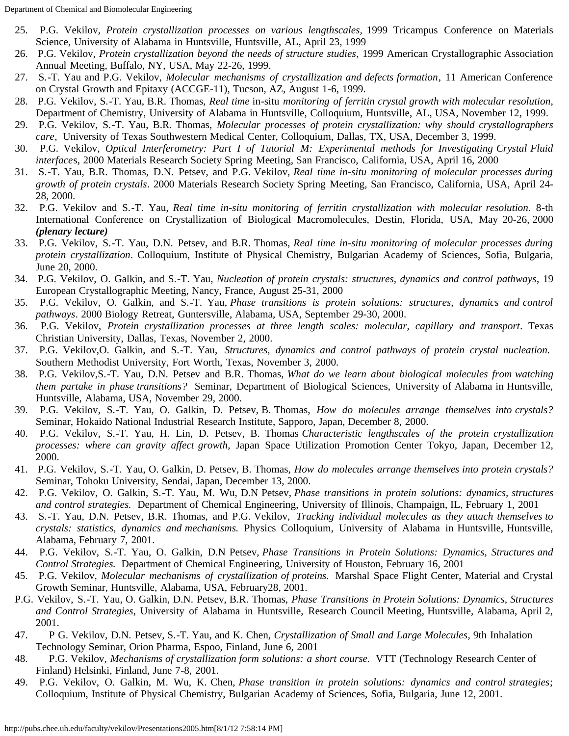25. P.G. Vekilov, *Protein crystallization processes on various lengthscales,* 1999 Tricampus Conference on Materials Science, University of Alabama in Huntsville, Huntsville, AL, April 23, 1999
26. P.G. Vekilov, *Protein crystallization beyond the needs of structure studies*, 1999 American Crystallographic Association Annual Meeting, Buffalo, NY, USA, May 22-26, 1999.
27. S.-T. Yau and P.G. Vekilov, *Molecular mechanisms of crystallization and defects formation*, 11 American Conference on Crystal Growth and Epitaxy (ACCGE-11), Tucson, AZ, August 1-6, 1999.
28. P.G. Vekilov, S.-T. Yau, B.R. Thomas, *Real time* in-situ *monitoring of ferritin crystal growth with molecular resolution*, Department of Chemistry, University of Alabama in Huntsville, Colloquium, Huntsville, AL, USA, November 12, 1999.
29. P.G. Vekilov, S.-T. Yau, B.R. Thomas, *Molecular processes of protein crystallization: why should crystallographers care*, University of Texas Southwestern Medical Center, Colloquium, Dallas, TX, USA, December 3, 1999.
30. P.G. Vekilov, *Optical Interferometry: Part I of Tutorial M: Experimental methods for Investigating Crystal Fluid interfaces*, 2000 Materials Research Society Spring Meeting, San Francisco, California, USA, April 16, 2000
31. S.-T. Yau, B.R. Thomas, D.N. Petsev, and P.G. Vekilov, *Real time in-situ monitoring of molecular processes during growth of protein crystals*. 2000 Materials Research Society Spring Meeting, San Francisco, California, USA, April 24-28, 2000.
32. P.G. Vekilov and S.-T. Yau, *Real time in-situ monitoring of ferritin crystallization with molecular resolution*. 8-th International Conference on Crystallization of Biological Macromolecules, Destin, Florida, USA, May 20-26, 2000 ***(plenary lecture)***
33. P.G. Vekilov, S.-T. Yau, D.N. Petsev, and B.R. Thomas, *Real time in-situ monitoring of molecular processes during protein crystallization*. Colloquium, Institute of Physical Chemistry, Bulgarian Academy of Sciences, Sofia, Bulgaria, June 20, 2000.
34. P.G. Vekilov, O. Galkin, and S.-T. Yau, *Nucleation of protein crystals: structures, dynamics and control pathways*, 19 European Crystallographic Meeting, Nancy, France, August 25-31, 2000
35. P.G. Vekilov, O. Galkin, and S.-T. Yau, *Phase transitions is protein solutions: structures, dynamics and control pathways*. 2000 Biology Retreat, Guntersville, Alabama, USA, September 29-30, 2000.
36. P.G. Vekilov, *Protein crystallization processes at three length scales: molecular, capillary and transport*. Texas Christian University, Dallas, Texas, November 2, 2000.
37. P.G. Vekilov,O. Galkin, and S.-T. Yau, *Structures, dynamics and control pathways of protein crystal nucleation.* Southern Methodist University, Fort Worth, Texas, November 3, 2000.
38. P.G. Vekilov,S.-T. Yau, D.N. Petsev and B.R. Thomas, *What do we learn about biological molecules from watching them partake in phase transitions?* Seminar, Department of Biological Sciences, University of Alabama in Huntsville, Huntsville, Alabama, USA, November 29, 2000.
39. P.G. Vekilov, S.-T. Yau, O. Galkin, D. Petsev, B. Thomas, *How do molecules arrange themselves into crystals?* Seminar, Hokaido National Industrial Research Institute, Sapporo, Japan, December 8, 2000.
40. P.G. Vekilov, S.-T. Yau, H. Lin, D. Petsev, B. Thomas *Characteristic lengthscales of the protein crystallization processes: where can gravity affect growth,* Japan Space Utilization Promotion Center Tokyo, Japan, December 12, 2000.
41. P.G. Vekilov, S.-T. Yau, O. Galkin, D. Petsev, B. Thomas, *How do molecules arrange themselves into protein crystals?* Seminar, Tohoku University, Sendai, Japan, December 13, 2000.
42. P.G. Vekilov, O. Galkin, S.-T. Yau, M. Wu, D.N Petsev, *Phase transitions in protein solutions: dynamics, structures and control strategies.* Department of Chemical Engineering, University of Illinois, Champaign, IL, February 1, 2001
43. S.-T. Yau, D.N. Petsev, B.R. Thomas, and P.G. Vekilov, *Tracking individual molecules as they attach themselves to crystals: statistics, dynamics and mechanisms.* Physics Colloquium, University of Alabama in Huntsville, Huntsville, Alabama, February 7, 2001.
44. P.G. Vekilov, S.-T. Yau, O. Galkin, D.N Petsev, *Phase Transitions in Protein Solutions: Dynamics, Structures and Control Strategies.* Department of Chemical Engineering, University of Houston, February 16, 2001
45. P.G. Vekilov, *Molecular mechanisms of crystallization of proteins.* Marshal Space Flight Center, Material and Crystal Growth Seminar, Huntsville, Alabama, USA, February28, 2001.

P.G. Vekilov, S.-T. Yau, O. Galkin, D.N. Petsev, B.R. Thomas, *Phase Transitions in Protein Solutions: Dynamics, Structures and Control Strategies*, University of Alabama in Huntsville, Research Council Meeting, Huntsville, Alabama, April 2, 2001.

47. P G. Vekilov, D.N. Petsev, S.-T. Yau, and K. Chen, *Crystallization of Small and Large Molecules*, 9th Inhalation Technology Seminar, Orion Pharma, Espoo, Finland, June 6, 2001
48. P.G. Vekilov, *Mechanisms of crystallization form solutions: a short course.* VTT (Technology Research Center of Finland) Helsinki, Finland, June 7-8, 2001.
49. P.G. Vekilov, O. Galkin, M. Wu, K. Chen, *Phase transition in protein solutions: dynamics and control strategies*; Colloquium, Institute of Physical Chemistry, Bulgarian Academy of Sciences, Sofia, Bulgaria, June 12, 2001.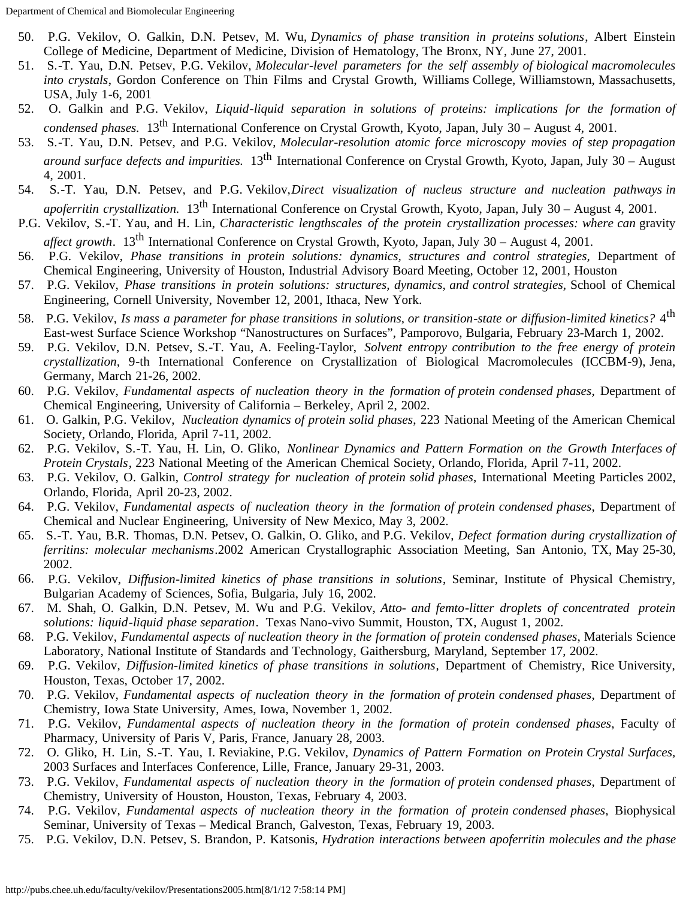50. P.G. Vekilov, O. Galkin, D.N. Petsev, M. Wu, *Dynamics of phase transition in proteins solutions*, Albert Einstein College of Medicine, Department of Medicine, Division of Hematology, The Bronx, NY, June 27, 2001.
51. S.-T. Yau, D.N. Petsev, P.G. Vekilov, *Molecular-level parameters for the self assembly of biological macromolecules into crystals*, Gordon Conference on Thin Films and Crystal Growth, Williams College, Williamstown, Massachusetts, USA, July 1-6, 2001
52. O. Galkin and P.G. Vekilov, *Liquid-liquid separation in solutions of proteins: implications for the formation of condensed phases.* 13th International Conference on Crystal Growth, Kyoto, Japan, July 30 – August 4, 2001.
53. S.-T. Yau, D.N. Petsev, and P.G. Vekilov, *Molecular-resolution atomic force microscopy movies of step propagation around surface defects and impurities.* 13th International Conference on Crystal Growth, Kyoto, Japan, July 30 – August 4, 2001.
54. S.-T. Yau, D.N. Petsev, and P.G. Vekilov,*Direct visualization of nucleus structure and nucleation pathways in apoferritin crystallization.* 13th International Conference on Crystal Growth, Kyoto, Japan, July 30 – August 4, 2001.

P.G. Vekilov, S.-T. Yau, and H. Lin, *Characteristic lengthscales of the protein crystallization processes: where can* gravity *affect growth*. 13th International Conference on Crystal Growth, Kyoto, Japan, July 30 – August 4, 2001.

56. P.G. Vekilov, *Phase transitions in protein solutions: dynamics, structures and control strategies*, Department of Chemical Engineering, University of Houston, Industrial Advisory Board Meeting, October 12, 2001, Houston
57. P.G. Vekilov, *Phase transitions in protein solutions: structures, dynamics, and control strategies*, School of Chemical Engineering, Cornell University, November 12, 2001, Ithaca, New York.
58. P.G. Vekilov, *Is mass a parameter for phase transitions in solutions, or transition-state or diffusion-limited kinetics?* 4th East-west Surface Science Workshop "Nanostructures on Surfaces", Pamporovo, Bulgaria, February 23-March 1, 2002.
59. P.G. Vekilov, D.N. Petsev, S.-T. Yau, A. Feeling-Taylor, *Solvent entropy contribution to the free energy of protein crystallization*, 9-th International Conference on Crystallization of Biological Macromolecules (ICCBM-9), Jena, Germany, March 21-26, 2002.
60. P.G. Vekilov, *Fundamental aspects of nucleation theory in the formation of protein condensed phases*, Department of Chemical Engineering, University of California – Berkeley, April 2, 2002.
61. O. Galkin, P.G. Vekilov, *Nucleation dynamics of protein solid phases*, 223 National Meeting of the American Chemical Society, Orlando, Florida, April 7-11, 2002.
62. P.G. Vekilov, S.-T. Yau, H. Lin, O. Gliko, *Nonlinear Dynamics and Pattern Formation on the Growth Interfaces of Protein Crystals*, 223 National Meeting of the American Chemical Society, Orlando, Florida, April 7-11, 2002.
63. P.G. Vekilov, O. Galkin, *Control strategy for nucleation of protein solid phases*, International Meeting Particles 2002, Orlando, Florida, April 20-23, 2002.
64. P.G. Vekilov, *Fundamental aspects of nucleation theory in the formation of protein condensed phases*, Department of Chemical and Nuclear Engineering, University of New Mexico, May 3, 2002.
65. S.-T. Yau, B.R. Thomas, D.N. Petsev, O. Galkin, O. Gliko, and P.G. Vekilov, *Defect formation during crystallization of ferritins: molecular mechanisms*.2002 American Crystallographic Association Meeting, San Antonio, TX, May 25-30, 2002.
66. P.G. Vekilov, *Diffusion-limited kinetics of phase transitions in solutions*, Seminar, Institute of Physical Chemistry, Bulgarian Academy of Sciences, Sofia, Bulgaria, July 16, 2002.
67. M. Shah, O. Galkin, D.N. Petsev, M. Wu and P.G. Vekilov, *Atto- and femto-litter droplets of concentrated protein solutions: liquid-liquid phase separation*. Texas Nano-vivo Summit, Houston, TX, August 1, 2002.
68. P.G. Vekilov, *Fundamental aspects of nucleation theory in the formation of protein condensed phases*, Materials Science Laboratory, National Institute of Standards and Technology, Gaithersburg, Maryland, September 17, 2002.
69. P.G. Vekilov, *Diffusion-limited kinetics of phase transitions in solutions*, Department of Chemistry, Rice University, Houston, Texas, October 17, 2002.
70. P.G. Vekilov, *Fundamental aspects of nucleation theory in the formation of protein condensed phases*, Department of Chemistry, Iowa State University, Ames, Iowa, November 1, 2002.
71. P.G. Vekilov, *Fundamental aspects of nucleation theory in the formation of protein condensed phases*, Faculty of Pharmacy, University of Paris V, Paris, France, January 28, 2003.
72. O. Gliko, H. Lin, S.-T. Yau, I. Reviakine, P.G. Vekilov, *Dynamics of Pattern Formation on Protein Crystal Surfaces*, 2003 Surfaces and Interfaces Conference, Lille, France, January 29-31, 2003.
73. P.G. Vekilov, *Fundamental aspects of nucleation theory in the formation of protein condensed phases*, Department of Chemistry, University of Houston, Houston, Texas, February 4, 2003.
74. P.G. Vekilov, *Fundamental aspects of nucleation theory in the formation of protein condensed phases*, Biophysical Seminar, University of Texas – Medical Branch, Galveston, Texas, February 19, 2003.
75. P.G. Vekilov, D.N. Petsev, S. Brandon, P. Katsonis, *Hydration interactions between apoferritin molecules and the phase*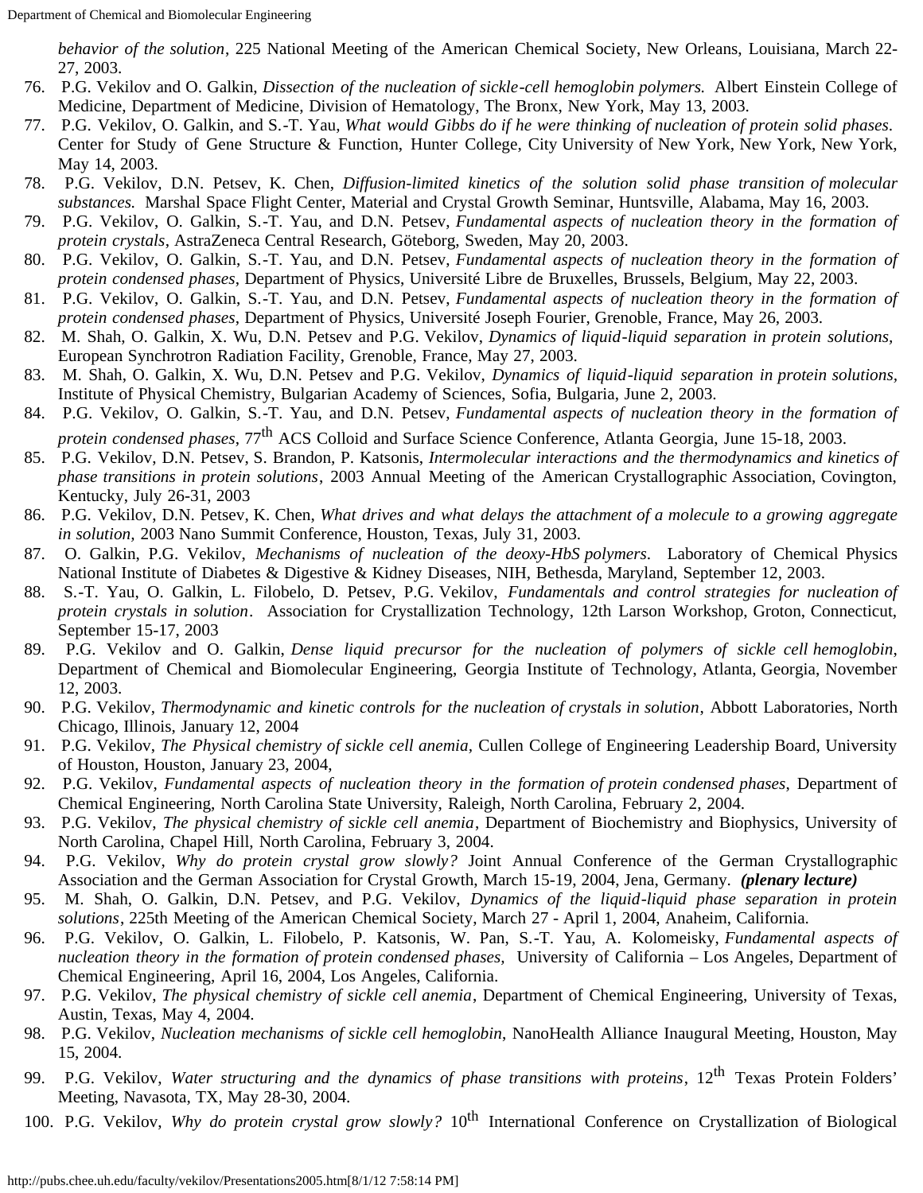*behavior of the solution*, 225 National Meeting of the American Chemical Society, New Orleans, Louisiana, March 22-27, 2003.

76. P.G. Vekilov and O. Galkin, *Dissection of the nucleation of sickle-cell hemoglobin polymers.* Albert Einstein College of Medicine, Department of Medicine, Division of Hematology, The Bronx, New York, May 13, 2003.
77. P.G. Vekilov, O. Galkin, and S.-T. Yau, *What would Gibbs do if he were thinking of nucleation of protein solid phases.* Center for Study of Gene Structure & Function, Hunter College, City University of New York, New York, New York, May 14, 2003.
78. P.G. Vekilov, D.N. Petsev, K. Chen, *Diffusion-limited kinetics of the solution solid phase transition of molecular substances.* Marshal Space Flight Center, Material and Crystal Growth Seminar, Huntsville, Alabama, May 16, 2003.
79. P.G. Vekilov, O. Galkin, S.-T. Yau, and D.N. Petsev, *Fundamental aspects of nucleation theory in the formation of protein crystals*, AstraZeneca Central Research, Göteborg, Sweden, May 20, 2003.
80. P.G. Vekilov, O. Galkin, S.-T. Yau, and D.N. Petsev, *Fundamental aspects of nucleation theory in the formation of protein condensed phases*, Department of Physics, Université Libre de Bruxelles, Brussels, Belgium, May 22, 2003.
81. P.G. Vekilov, O. Galkin, S.-T. Yau, and D.N. Petsev, *Fundamental aspects of nucleation theory in the formation of protein condensed phases*, Department of Physics, Université Joseph Fourier, Grenoble, France, May 26, 2003.
82. M. Shah, O. Galkin, X. Wu, D.N. Petsev and P.G. Vekilov, *Dynamics of liquid-liquid separation in protein solutions,* European Synchrotron Radiation Facility, Grenoble, France, May 27, 2003.
83. M. Shah, O. Galkin, X. Wu, D.N. Petsev and P.G. Vekilov, *Dynamics of liquid-liquid separation in protein solutions,* Institute of Physical Chemistry, Bulgarian Academy of Sciences, Sofia, Bulgaria, June 2, 2003.
84. P.G. Vekilov, O. Galkin, S.-T. Yau, and D.N. Petsev, *Fundamental aspects of nucleation theory in the formation of protein condensed phases*, 77$^{th}$ ACS Colloid and Surface Science Conference, Atlanta Georgia, June 15-18, 2003.
85. P.G. Vekilov, D.N. Petsev, S. Brandon, P. Katsonis, *Intermolecular interactions and the thermodynamics and kinetics of phase transitions in protein solutions*, 2003 Annual Meeting of the American Crystallographic Association, Covington, Kentucky, July 26-31, 2003
86. P.G. Vekilov, D.N. Petsev, K. Chen, *What drives and what delays the attachment of a molecule to a growing aggregate in solution,* 2003 Nano Summit Conference, Houston, Texas, July 31, 2003.
87. O. Galkin, P.G. Vekilov, *Mechanisms of nucleation of the deoxy-HbS polymers*. Laboratory of Chemical Physics National Institute of Diabetes & Digestive & Kidney Diseases, NIH, Bethesda, Maryland, September 12, 2003.
88. S.-T. Yau, O. Galkin, L. Filobelo, D. Petsev, P.G. Vekilov, *Fundamentals and control strategies for nucleation of protein crystals in solution*. Association for Crystallization Technology, 12th Larson Workshop, Groton, Connecticut, September 15-17, 2003
89. P.G. Vekilov and O. Galkin, *Dense liquid precursor for the nucleation of polymers of sickle cell hemoglobin*, Department of Chemical and Biomolecular Engineering, Georgia Institute of Technology, Atlanta, Georgia, November 12, 2003.
90. P.G. Vekilov, *Thermodynamic and kinetic controls for the nucleation of crystals in solution*, Abbott Laboratories, North Chicago, Illinois, January 12, 2004
91. P.G. Vekilov, *The Physical chemistry of sickle cell anemia,* Cullen College of Engineering Leadership Board, University of Houston, Houston, January 23, 2004,
92. P.G. Vekilov, *Fundamental aspects of nucleation theory in the formation of protein condensed phases*, Department of Chemical Engineering, North Carolina State University, Raleigh, North Carolina, February 2, 2004.
93. P.G. Vekilov, *The physical chemistry of sickle cell anemia*, Department of Biochemistry and Biophysics, University of North Carolina, Chapel Hill, North Carolina, February 3, 2004.
94. P.G. Vekilov, *Why do protein crystal grow slowly?* Joint Annual Conference of the German Crystallographic Association and the German Association for Crystal Growth, March 15-19, 2004, Jena, Germany. ***(plenary lecture)***
95. M. Shah, O. Galkin, D.N. Petsev, and P.G. Vekilov, *Dynamics of the liquid-liquid phase separation in protein solutions*, 225th Meeting of the American Chemical Society, March 27 - April 1, 2004, Anaheim, California.
96. P.G. Vekilov, O. Galkin, L. Filobelo, P. Katsonis, W. Pan, S.-T. Yau, A. Kolomeisky, *Fundamental aspects of nucleation theory in the formation of protein condensed phases,* University of California – Los Angeles, Department of Chemical Engineering, April 16, 2004, Los Angeles, California.
97. P.G. Vekilov, *The physical chemistry of sickle cell anemia*, Department of Chemical Engineering, University of Texas, Austin, Texas, May 4, 2004.
98. P.G. Vekilov, *Nucleation mechanisms of sickle cell hemoglobin*, NanoHealth Alliance Inaugural Meeting, Houston, May 15, 2004.
99. P.G. Vekilov, *Water structuring and the dynamics of phase transitions with proteins*, 12$^{th}$ Texas Protein Folders' Meeting, Navasota, TX, May 28-30, 2004.
100. P.G. Vekilov, *Why do protein crystal grow slowly?* 10$^{th}$ International Conference on Crystallization of Biological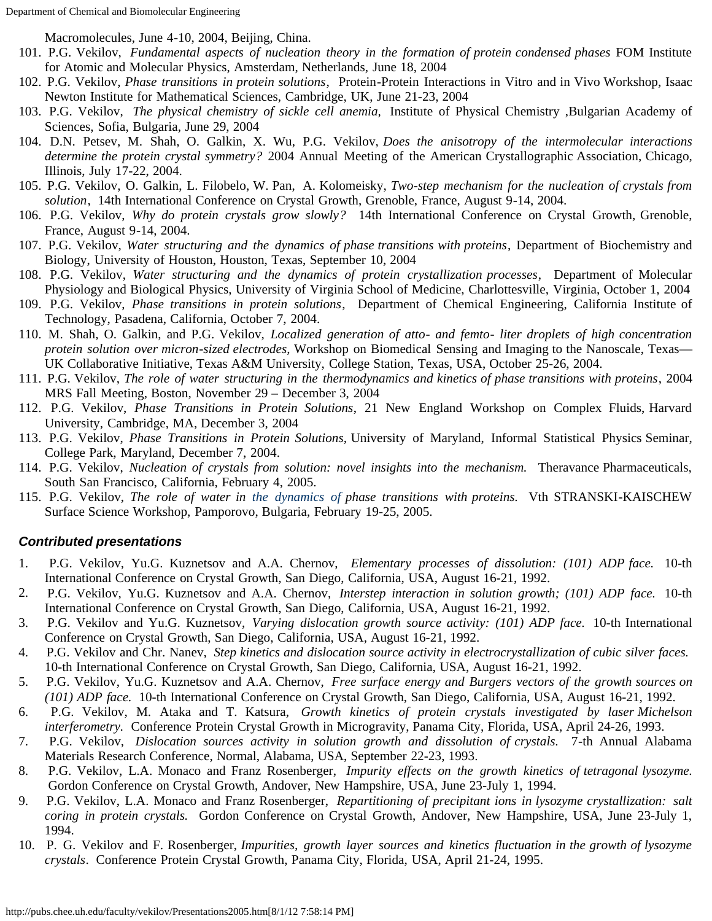Macromolecules, June 4-10, 2004, Beijing, China.

101. P.G. Vekilov, *Fundamental aspects of nucleation theory in the formation of protein condensed phases* FOM Institute for Atomic and Molecular Physics, Amsterdam, Netherlands, June 18, 2004
102. P.G. Vekilov, *Phase transitions in protein solutions*, Protein-Protein Interactions in Vitro and in Vivo Workshop, Isaac Newton Institute for Mathematical Sciences, Cambridge, UK, June 21-23, 2004
103. P.G. Vekilov, *The physical chemistry of sickle cell anemia,* Institute of Physical Chemistry ,Bulgarian Academy of Sciences, Sofia, Bulgaria, June 29, 2004
104. D.N. Petsev, M. Shah, O. Galkin, X. Wu, P.G. Vekilov, *Does the anisotropy of the intermolecular interactions determine the protein crystal symmetry?* 2004 Annual Meeting of the American Crystallographic Association, Chicago, Illinois, July 17-22, 2004.
105. P.G. Vekilov, O. Galkin, L. Filobelo, W. Pan, A. Kolomeisky, *Two-step mechanism for the nucleation of crystals from solution*, 14th International Conference on Crystal Growth, Grenoble, France, August 9-14, 2004.
106. P.G. Vekilov, *Why do protein crystals grow slowly?* 14th International Conference on Crystal Growth, Grenoble, France, August 9-14, 2004.
107. P.G. Vekilov, *Water structuring and the dynamics of phase transitions with proteins*, Department of Biochemistry and Biology, University of Houston, Houston, Texas, September 10, 2004
108. P.G. Vekilov, *Water structuring and the dynamics of protein crystallization processes*, Department of Molecular Physiology and Biological Physics, University of Virginia School of Medicine, Charlottesville, Virginia, October 1, 2004
109. P.G. Vekilov, *Phase transitions in protein solutions*, Department of Chemical Engineering, California Institute of Technology, Pasadena, California, October 7, 2004.
110. M. Shah, O. Galkin, and P.G. Vekilov, *Localized generation of atto- and femto- liter droplets of high concentration protein solution over micron-sized electrodes,* Workshop on Biomedical Sensing and Imaging to the Nanoscale, Texas—UK Collaborative Initiative, Texas A&M University, College Station, Texas, USA, October 25-26, 2004.
111. P.G. Vekilov, *The role of water structuring in the thermodynamics and kinetics of phase transitions with proteins*, 2004 MRS Fall Meeting, Boston, November 29 – December 3, 2004
112. P.G. Vekilov, *Phase Transitions in Protein Solutions*, 21 New England Workshop on Complex Fluids, Harvard University, Cambridge, MA, December 3, 2004
113. P.G. Vekilov, *Phase Transitions in Protein Solutions,* University of Maryland, Informal Statistical Physics Seminar, College Park, Maryland, December 7, 2004.
114. P.G. Vekilov, *Nucleation of crystals from solution: novel insights into the mechanism.* Theravance Pharmaceuticals, South San Francisco, California, February 4, 2005.
115. P.G. Vekilov, *The role of water in the dynamics of phase transitions with proteins.* Vth STRANSKI-KAISCHEW Surface Science Workshop, Pamporovo, Bulgaria, February 19-25, 2005.

### ***Contributed presentations***

1. P.G. Vekilov, Yu.G. Kuznetsov and A.A. Chernov, *Elementary processes of dissolution: (101) ADP face.* 10-th International Conference on Crystal Growth, San Diego, California, USA, August 16-21, 1992.
2. P.G. Vekilov, Yu.G. Kuznetsov and A.A. Chernov, *Interstep interaction in solution growth; (101) ADP face.* 10-th International Conference on Crystal Growth, San Diego, California, USA, August 16-21, 1992.
3. P.G. Vekilov and Yu.G. Kuznetsov, *Varying dislocation growth source activity: (101) ADP face.* 10-th International Conference on Crystal Growth, San Diego, California, USA, August 16-21, 1992.
4. P.G. Vekilov and Chr. Nanev, *Step kinetics and dislocation source activity in electrocrystallization of cubic silver faces.* 10-th International Conference on Crystal Growth, San Diego, California, USA, August 16-21, 1992.
5. P.G. Vekilov, Yu.G. Kuznetsov and A.A. Chernov, *Free surface energy and Burgers vectors of the growth sources on (101) ADP face.* 10-th International Conference on Crystal Growth, San Diego, California, USA, August 16-21, 1992.
6. P.G. Vekilov, M. Ataka and T. Katsura, *Growth kinetics of protein crystals investigated by laser Michelson interferometry.* Conference Protein Crystal Growth in Microgravity, Panama City, Florida, USA, April 24-26, 1993.
7. P.G. Vekilov, *Dislocation sources activity in solution growth and dissolution of crystals.* 7-th Annual Alabama Materials Research Conference, Normal, Alabama, USA, September 22-23, 1993.
8. P.G. Vekilov, L.A. Monaco and Franz Rosenberger, *Impurity effects on the growth kinetics of tetragonal lysozyme.* Gordon Conference on Crystal Growth, Andover, New Hampshire, USA, June 23-July 1, 1994.
9. P.G. Vekilov, L.A. Monaco and Franz Rosenberger, *Repartitioning of precipitant ions in lysozyme crystallization: salt coring in protein crystals.* Gordon Conference on Crystal Growth, Andover, New Hampshire, USA, June 23-July 1, 1994.
10. P. G. Vekilov and F. Rosenberger, *Impurities, growth layer sources and kinetics fluctuation in the growth of lysozyme crystals*. Conference Protein Crystal Growth, Panama City, Florida, USA, April 21-24, 1995.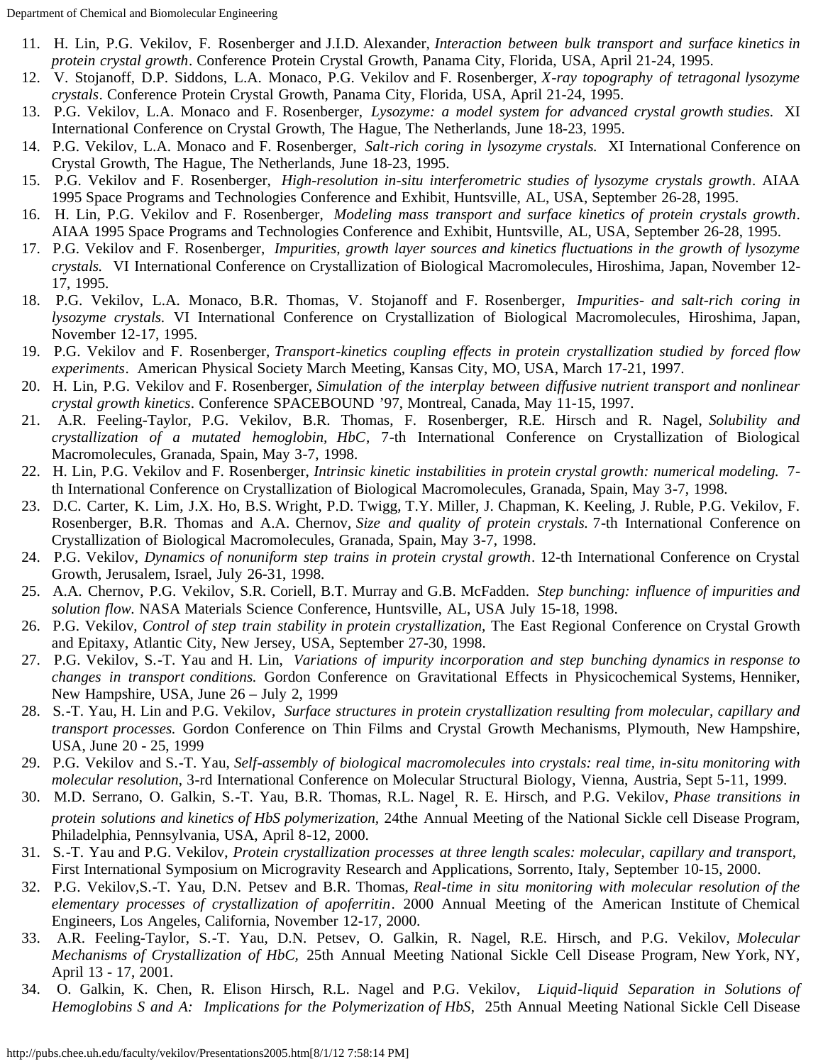11. H. Lin, P.G. Vekilov, F. Rosenberger and J.I.D. Alexander, *Interaction between bulk transport and surface kinetics in protein crystal growth*. Conference Protein Crystal Growth, Panama City, Florida, USA, April 21-24, 1995.
12. V. Stojanoff, D.P. Siddons, L.A. Monaco, P.G. Vekilov and F. Rosenberger, *X-ray topography of tetragonal lysozyme crystals*. Conference Protein Crystal Growth, Panama City, Florida, USA, April 21-24, 1995.
13. P.G. Vekilov, L.A. Monaco and F. Rosenberger, *Lysozyme: a model system for advanced crystal growth studies.* XI International Conference on Crystal Growth, The Hague, The Netherlands, June 18-23, 1995.
14. P.G. Vekilov, L.A. Monaco and F. Rosenberger, *Salt-rich coring in lysozyme crystals.* XI International Conference on Crystal Growth, The Hague, The Netherlands, June 18-23, 1995.
15. P.G. Vekilov and F. Rosenberger, *High-resolution in-situ interferometric studies of lysozyme crystals growth*. AIAA 1995 Space Programs and Technologies Conference and Exhibit, Huntsville, AL, USA, September 26-28, 1995.
16. H. Lin, P.G. Vekilov and F. Rosenberger, *Modeling mass transport and surface kinetics of protein crystals growth*. AIAA 1995 Space Programs and Technologies Conference and Exhibit, Huntsville, AL, USA, September 26-28, 1995.
17. P.G. Vekilov and F. Rosenberger, *Impurities, growth layer sources and kinetics fluctuations in the growth of lysozyme crystals.* VI International Conference on Crystallization of Biological Macromolecules, Hiroshima, Japan, November 12-17, 1995.
18. P.G. Vekilov, L.A. Monaco, B.R. Thomas, V. Stojanoff and F. Rosenberger, *Impurities- and salt-rich coring in lysozyme crystals.* VI International Conference on Crystallization of Biological Macromolecules, Hiroshima, Japan, November 12-17, 1995.
19. P.G. Vekilov and F. Rosenberger, *Transport-kinetics coupling effects in protein crystallization studied by forced flow experiments*. American Physical Society March Meeting, Kansas City, MO, USA, March 17-21, 1997.
20. H. Lin, P.G. Vekilov and F. Rosenberger, *Simulation of the interplay between diffusive nutrient transport and nonlinear crystal growth kinetics*. Conference SPACEBOUND '97, Montreal, Canada, May 11-15, 1997.
21. A.R. Feeling-Taylor, P.G. Vekilov, B.R. Thomas, F. Rosenberger, R.E. Hirsch and R. Nagel, *Solubility and crystallization of a mutated hemoglobin, HbC,* 7-th International Conference on Crystallization of Biological Macromolecules, Granada, Spain, May 3-7, 1998.
22. H. Lin, P.G. Vekilov and F. Rosenberger, *Intrinsic kinetic instabilities in protein crystal growth: numerical modeling.* 7-th International Conference on Crystallization of Biological Macromolecules, Granada, Spain, May 3-7, 1998.
23. D.C. Carter, K. Lim, J.X. Ho, B.S. Wright, P.D. Twigg, T.Y. Miller, J. Chapman, K. Keeling, J. Ruble, P.G. Vekilov, F. Rosenberger, B.R. Thomas and A.A. Chernov, *Size and quality of protein crystals.* 7-th International Conference on Crystallization of Biological Macromolecules, Granada, Spain, May 3-7, 1998.
24. P.G. Vekilov, *Dynamics of nonuniform step trains in protein crystal growth*. 12-th International Conference on Crystal Growth, Jerusalem, Israel, July 26-31, 1998.
25. A.A. Chernov, P.G. Vekilov, S.R. Coriell, B.T. Murray and G.B. McFadden. *Step bunching: influence of impurities and solution flow.* NASA Materials Science Conference, Huntsville, AL, USA July 15-18, 1998.
26. P.G. Vekilov, *Control of step train stability in protein crystallization,* The East Regional Conference on Crystal Growth and Epitaxy, Atlantic City, New Jersey, USA, September 27-30, 1998.
27. P.G. Vekilov, S.-T. Yau and H. Lin, *Variations of impurity incorporation and step bunching dynamics in response to changes in transport conditions.* Gordon Conference on Gravitational Effects in Physicochemical Systems, Henniker, New Hampshire, USA, June 26 – July 2, 1999
28. S.-T. Yau, H. Lin and P.G. Vekilov, *Surface structures in protein crystallization resulting from molecular, capillary and transport processes.* Gordon Conference on Thin Films and Crystal Growth Mechanisms, Plymouth, New Hampshire, USA, June 20 - 25, 1999
29. P.G. Vekilov and S.-T. Yau, *Self-assembly of biological macromolecules into crystals: real time, in-situ monitoring with molecular resolution,* 3-rd International Conference on Molecular Structural Biology, Vienna, Austria, Sept 5-11, 1999.
30. M.D. Serrano, O. Galkin, S.-T. Yau, B.R. Thomas, R.L. Nagel, R. E. Hirsch, and P.G. Vekilov, *Phase transitions in protein solutions and kinetics of HbS polymerization,* 24the Annual Meeting of the National Sickle cell Disease Program, Philadelphia, Pennsylvania, USA, April 8-12, 2000.
31. S.-T. Yau and P.G. Vekilov, *Protein crystallization processes at three length scales: molecular, capillary and transport,* First International Symposium on Microgravity Research and Applications, Sorrento, Italy, September 10-15, 2000.
32. P.G. Vekilov,S.-T. Yau, D.N. Petsev and B.R. Thomas, *Real-time in situ monitoring with molecular resolution of the elementary processes of crystallization of apoferritin*. 2000 Annual Meeting of the American Institute of Chemical Engineers, Los Angeles, California, November 12-17, 2000.
33. A.R. Feeling-Taylor, S.-T. Yau, D.N. Petsev, O. Galkin, R. Nagel, R.E. Hirsch, and P.G. Vekilov, *Molecular Mechanisms of Crystallization of HbC,* 25th Annual Meeting National Sickle Cell Disease Program, New York, NY, April 13 - 17, 2001.
34. O. Galkin, K. Chen, R. Elison Hirsch, R.L. Nagel and P.G. Vekilov, *Liquid-liquid Separation in Solutions of Hemoglobins S and A: Implications for the Polymerization of HbS*, 25th Annual Meeting National Sickle Cell Disease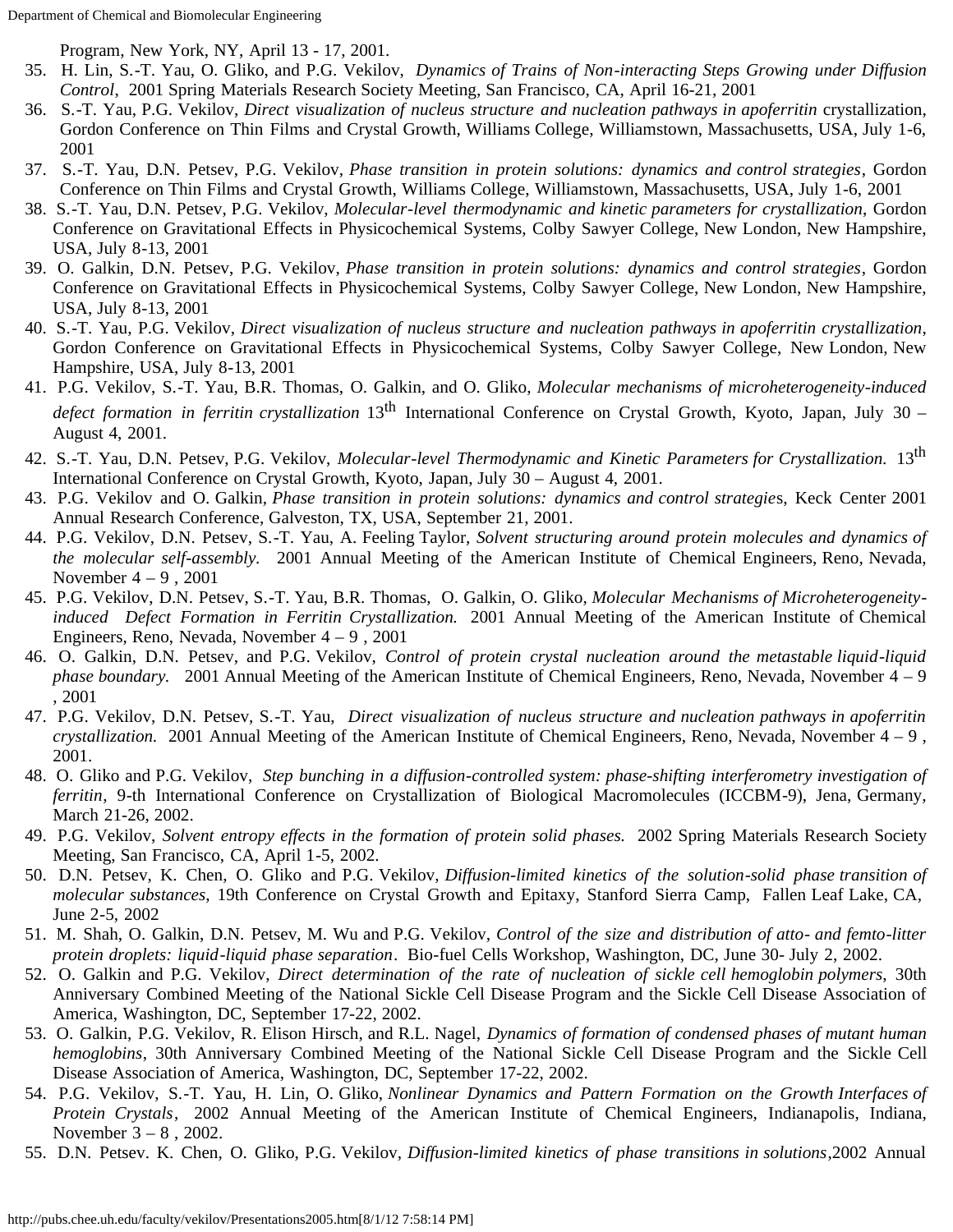Program, New York, NY, April 13 - 17, 2001.

35. H. Lin, S.-T. Yau, O. Gliko, and P.G. Vekilov, *Dynamics of Trains of Non-interacting Steps Growing under Diffusion Control*, 2001 Spring Materials Research Society Meeting, San Francisco, CA, April 16-21, 2001
36. S.-T. Yau, P.G. Vekilov, *Direct visualization of nucleus structure and nucleation pathways in apoferritin* crystallization, Gordon Conference on Thin Films and Crystal Growth, Williams College, Williamstown, Massachusetts, USA, July 1-6, 2001
37. S.-T. Yau, D.N. Petsev, P.G. Vekilov, *Phase transition in protein solutions: dynamics and control strategies*, Gordon Conference on Thin Films and Crystal Growth, Williams College, Williamstown, Massachusetts, USA, July 1-6, 2001
38. S.-T. Yau, D.N. Petsev, P.G. Vekilov, *Molecular-level thermodynamic and kinetic parameters for crystallization*, Gordon Conference on Gravitational Effects in Physicochemical Systems, Colby Sawyer College, New London, New Hampshire, USA, July 8-13, 2001
39. O. Galkin, D.N. Petsev, P.G. Vekilov, *Phase transition in protein solutions: dynamics and control strategies*, Gordon Conference on Gravitational Effects in Physicochemical Systems, Colby Sawyer College, New London, New Hampshire, USA, July 8-13, 2001
40. S.-T. Yau, P.G. Vekilov, *Direct visualization of nucleus structure and nucleation pathways in apoferritin crystallization*, Gordon Conference on Gravitational Effects in Physicochemical Systems, Colby Sawyer College, New London, New Hampshire, USA, July 8-13, 2001
41. P.G. Vekilov, S.-T. Yau, B.R. Thomas, O. Galkin, and O. Gliko, *Molecular mechanisms of microheterogeneity-induced defect formation in ferritin crystallization* 13$^{th}$ International Conference on Crystal Growth, Kyoto, Japan, July 30 – August 4, 2001.
42. S.-T. Yau, D.N. Petsev, P.G. Vekilov, *Molecular-level Thermodynamic and Kinetic Parameters for Crystallization.* 13$^{th}$ International Conference on Crystal Growth, Kyoto, Japan, July 30 – August 4, 2001.
43. P.G. Vekilov and O. Galkin, *Phase transition in protein solutions: dynamics and control strategie*s, Keck Center 2001 Annual Research Conference, Galveston, TX, USA, September 21, 2001.
44. P.G. Vekilov, D.N. Petsev, S.-T. Yau, A. Feeling Taylor, *Solvent structuring around protein molecules and dynamics of the molecular self-assembly.* 2001 Annual Meeting of the American Institute of Chemical Engineers, Reno, Nevada, November 4 – 9 , 2001
45. P.G. Vekilov, D.N. Petsev, S.-T. Yau, B.R. Thomas, O. Galkin, O. Gliko, *Molecular Mechanisms of Microheterogeneity-induced Defect Formation in Ferritin Crystallization.* 2001 Annual Meeting of the American Institute of Chemical Engineers, Reno, Nevada, November 4 – 9 , 2001
46. O. Galkin, D.N. Petsev, and P.G. Vekilov, *Control of protein crystal nucleation around the metastable liquid-liquid phase boundary.* 2001 Annual Meeting of the American Institute of Chemical Engineers, Reno, Nevada, November 4 – 9 , 2001
47. P.G. Vekilov, D.N. Petsev, S.-T. Yau, *Direct visualization of nucleus structure and nucleation pathways in apoferritin crystallization.* 2001 Annual Meeting of the American Institute of Chemical Engineers, Reno, Nevada, November 4 – 9 , 2001.
48. O. Gliko and P.G. Vekilov, *Step bunching in a diffusion-controlled system: phase-shifting interferometry investigation of ferritin*, 9-th International Conference on Crystallization of Biological Macromolecules (ICCBM-9), Jena, Germany, March 21-26, 2002.
49. P.G. Vekilov, *Solvent entropy effects in the formation of protein solid phases.* 2002 Spring Materials Research Society Meeting, San Francisco, CA, April 1-5, 2002.
50. D.N. Petsev, K. Chen, O. Gliko and P.G. Vekilov, *Diffusion-limited kinetics of the solution-solid phase transition of molecular substances*, 19th Conference on Crystal Growth and Epitaxy, Stanford Sierra Camp, Fallen Leaf Lake, CA, June 2-5, 2002
51. M. Shah, O. Galkin, D.N. Petsev, M. Wu and P.G. Vekilov, *Control of the size and distribution of atto- and femto-litter protein droplets: liquid-liquid phase separation*. Bio-fuel Cells Workshop, Washington, DC, June 30- July 2, 2002.
52. O. Galkin and P.G. Vekilov, *Direct determination of the rate of nucleation of sickle cell hemoglobin polymers*, 30th Anniversary Combined Meeting of the National Sickle Cell Disease Program and the Sickle Cell Disease Association of America, Washington, DC, September 17-22, 2002.
53. O. Galkin, P.G. Vekilov, R. Elison Hirsch, and R.L. Nagel, *Dynamics of formation of condensed phases of mutant human hemoglobins*, 30th Anniversary Combined Meeting of the National Sickle Cell Disease Program and the Sickle Cell Disease Association of America, Washington, DC, September 17-22, 2002.
54. P.G. Vekilov, S.-T. Yau, H. Lin, O. Gliko, *Nonlinear Dynamics and Pattern Formation on the Growth Interfaces of Protein Crystals*, 2002 Annual Meeting of the American Institute of Chemical Engineers, Indianapolis, Indiana, November 3 – 8 , 2002.
55. D.N. Petsev. K. Chen, O. Gliko, P.G. Vekilov, *Diffusion-limited kinetics of phase transitions in solutions*,2002 Annual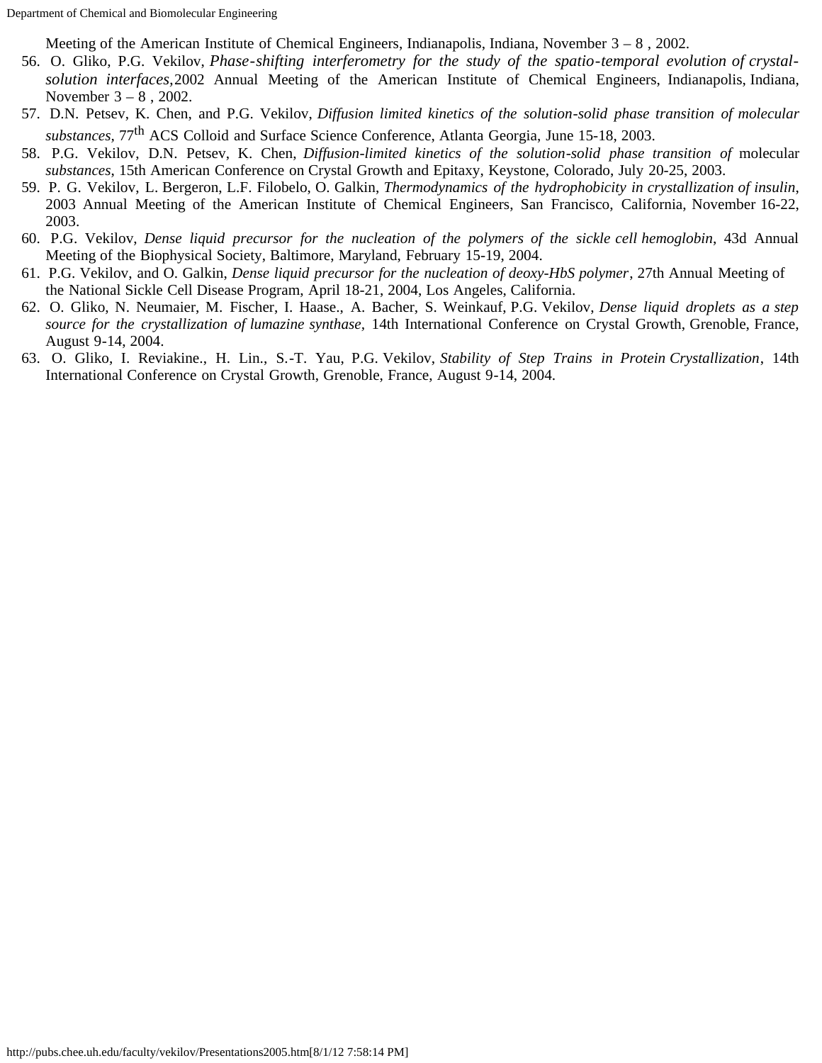Meeting of the American Institute of Chemical Engineers, Indianapolis, Indiana, November 3 – 8 , 2002.

56. O. Gliko, P.G. Vekilov, *Phase-shifting interferometry for the study of the spatio-temporal evolution of crystal-solution interfaces*,2002 Annual Meeting of the American Institute of Chemical Engineers, Indianapolis, Indiana, November 3 – 8 , 2002.
57. D.N. Petsev, K. Chen, and P.G. Vekilov, *Diffusion limited kinetics of the solution-solid phase transition of molecular substances*, 77$^{th}$ ACS Colloid and Surface Science Conference, Atlanta Georgia, June 15-18, 2003.
58. P.G. Vekilov, D.N. Petsev, K. Chen, *Diffusion-limited kinetics of the solution-solid phase transition of* molecular *substances*, 15th American Conference on Crystal Growth and Epitaxy, Keystone, Colorado, July 20-25, 2003.
59. P. G. Vekilov, L. Bergeron, L.F. Filobelo, O. Galkin, *Thermodynamics of the hydrophobicity in crystallization of insulin*, 2003 Annual Meeting of the American Institute of Chemical Engineers, San Francisco, California, November 16-22, 2003.
60. P.G. Vekilov, *Dense liquid precursor for the nucleation of the polymers of the sickle cell hemoglobin*, 43d Annual Meeting of the Biophysical Society, Baltimore, Maryland, February 15-19, 2004.
61. P.G. Vekilov, and O. Galkin, *Dense liquid precursor for the nucleation of deoxy-HbS polymer*, 27th Annual Meeting of the National Sickle Cell Disease Program, April 18-21, 2004, Los Angeles, California.
62. O. Gliko, N. Neumaier, M. Fischer, I. Haase., A. Bacher, S. Weinkauf, P.G. Vekilov, *Dense liquid droplets as a step source for the crystallization of lumazine synthase*, 14th International Conference on Crystal Growth, Grenoble, France, August 9-14, 2004.
63. O. Gliko, I. Reviakine., H. Lin., S.-T. Yau, P.G. Vekilov, *Stability of Step Trains in Protein Crystallization*, 14th International Conference on Crystal Growth, Grenoble, France, August 9-14, 2004.